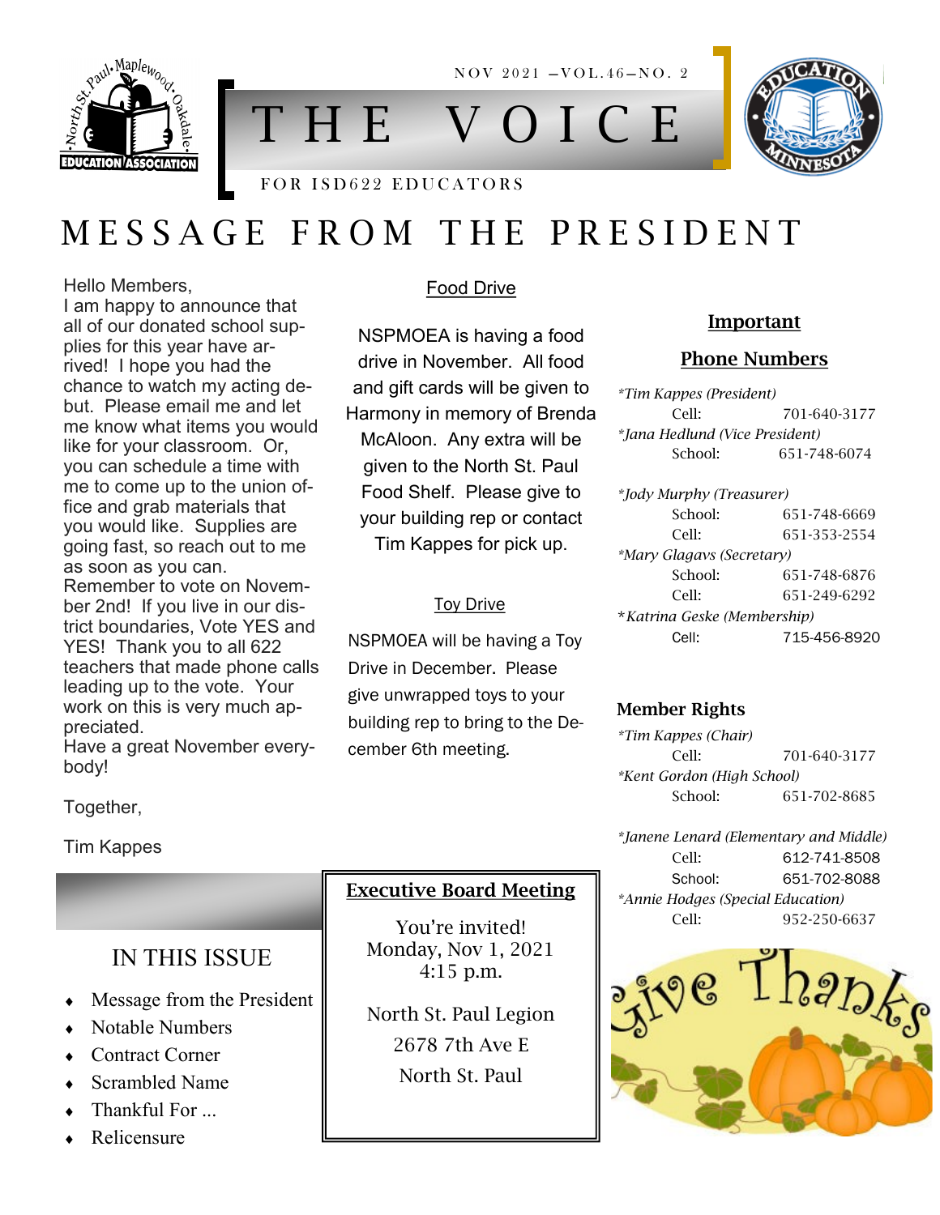NOV 2021 —VOL.46—NO. 2

# THE VOICE

FOR ISD622 EDUCATORS

# MESSAGE FROM THE PRESIDENT

Hello Members,
I am happy to announce that all of our donated school supplies for this year have arrived! I hope you had the chance to watch my acting debut. Please email me and let me know what items you would like for your classroom. Or, you can schedule a time with me to come up to the union office and grab materials that you would like. Supplies are going fast, so reach out to me as soon as you can.
Remember to vote on November 2nd! If you live in our district boundaries, Vote YES and YES! Thank you to all 622 teachers that made phone calls leading up to the vote. Your work on this is very much appreciated.
Have a great November everybody!

Together,

Tim Kappes

## IN THIS ISSUE

- Message from the President
- Notable Numbers
- Contract Corner
- Scrambled Name
- Thankful For ...
- Relicensure

### Food Drive

NSPMOEA is having a food drive in November. All food and gift cards will be given to Harmony in memory of Brenda McAloon. Any extra will be given to the North St. Paul Food Shelf. Please give to your building rep or contact Tim Kappes for pick up.

### Toy Drive

NSPMOEA will be having a Toy Drive in December. Please give unwrapped toys to your building rep to bring to the December 6th meeting.

### Executive Board Meeting

You're invited!
Monday, Nov 1, 2021
4:15 p.m.

North St. Paul Legion
2678 7th Ave E
North St. Paul

### Important Phone Numbers

*Tim Kappes (President)*
Cell: 701-640-3177

*Jana Hedlund (Vice President)*
School: 651-748-6074

*Jody Murphy (Treasurer)*
School: 651-748-6669
Cell: 651-353-2554

*Mary Glagavs (Secretary)*
School: 651-748-6876
Cell: 651-249-6292

*Katrina Geske (Membership)*
Cell: 715-456-8920

### Member Rights

*Tim Kappes (Chair)*
Cell: 701-640-3177

*Kent Gordon (High School)*
School: 651-702-8685

*Janene Lenard (Elementary and Middle)*
Cell: 612-741-8508
School: 651-702-8088

*Annie Hodges (Special Education)*
Cell: 952-250-6637

Give Thanks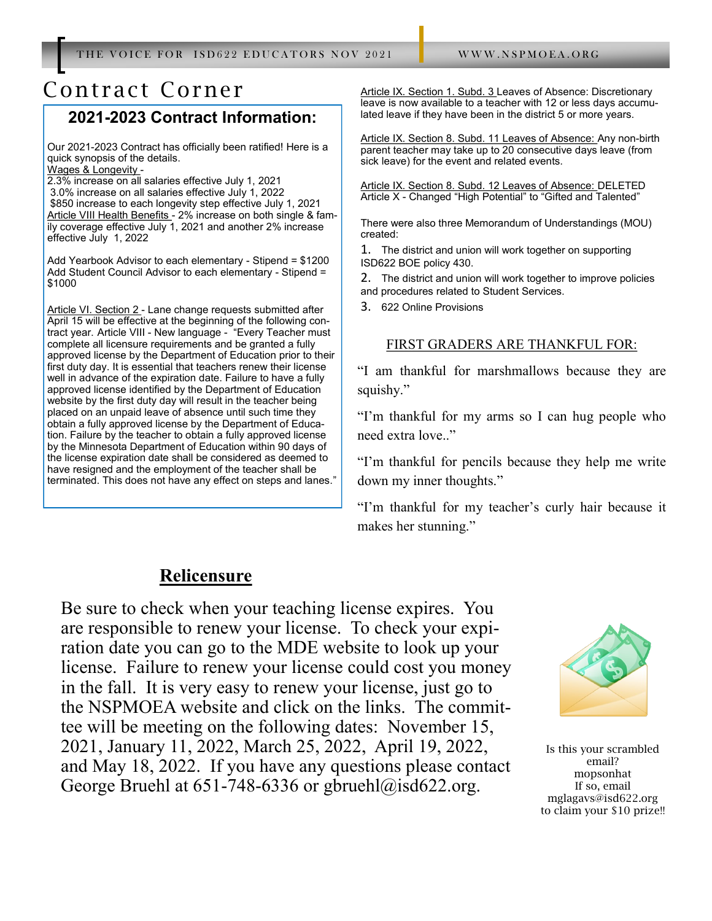# Contract Corner

## 2021-2023 Contract Information:

Our 2021-2023 Contract has officially been ratified! Here is a quick synopsis of the details.

Wages & Longevity -
2.3% increase on all salaries effective July 1, 2021
3.0% increase on all salaries effective July 1, 2022
$850 increase to each longevity step effective July 1, 2021
Article VIII Health Benefits - 2% increase on both single & family coverage effective July 1, 2021 and another 2% increase effective July 1, 2022

Add Yearbook Advisor to each elementary - Stipend = $1200
Add Student Council Advisor to each elementary - Stipend = $1000

Article VI. Section 2 - Lane change requests submitted after April 15 will be effective at the beginning of the following contract year. Article VIII - New language - "Every Teacher must complete all licensure requirements and be granted a fully approved license by the Department of Education prior to their first duty day. It is essential that teachers renew their license well in advance of the expiration date. Failure to have a fully approved license identified by the Department of Education website by the first duty day will result in the teacher being placed on an unpaid leave of absence until such time they obtain a fully approved license by the Department of Education. Failure by the teacher to obtain a fully approved license by the Minnesota Department of Education within 90 days of the license expiration date shall be considered as deemed to have resigned and the employment of the teacher shall be terminated. This does not have any effect on steps and lanes."

Article IX. Section 1. Subd. 3 Leaves of Absence: Discretionary leave is now available to a teacher with 12 or less days accumulated leave if they have been in the district 5 or more years.

Article IX. Section 8. Subd. 11 Leaves of Absence: Any non-birth parent teacher may take up to 20 consecutive days leave (from sick leave) for the event and related events.

Article IX. Section 8. Subd. 12 Leaves of Absence: DELETED
Article X - Changed "High Potential" to "Gifted and Talented"

There were also three Memorandum of Understandings (MOU) created:

1. The district and union will work together on supporting ISD622 BOE policy 430.
2. The district and union will work together to improve policies and procedures related to Student Services.
3. 622 Online Provisions

## FIRST GRADERS ARE THANKFUL FOR:

"I am thankful for marshmallows because they are squishy."

"I'm thankful for my arms so I can hug people who need extra love.."

"I'm thankful for pencils because they help me write down my inner thoughts."

"I'm thankful for my teacher's curly hair because it makes her stunning."

## Relicensure

Be sure to check when your teaching license expires. You are responsible to renew your license. To check your expiration date you can go to the MDE website to look up your license. Failure to renew your license could cost you money in the fall. It is very easy to renew your license, just go to the NSPMOEA website and click on the links. The committee will be meeting on the following dates: November 15, 2021, January 11, 2022, March 25, 2022, April 19, 2022, and May 18, 2022. If you have any questions please contact George Bruehl at 651-748-6336 or gbruehl@isd622.org.

Is this your scrambled email?
mopsonhat
If so, email
mglagavs@isd622.org
to claim your $10 prize!!